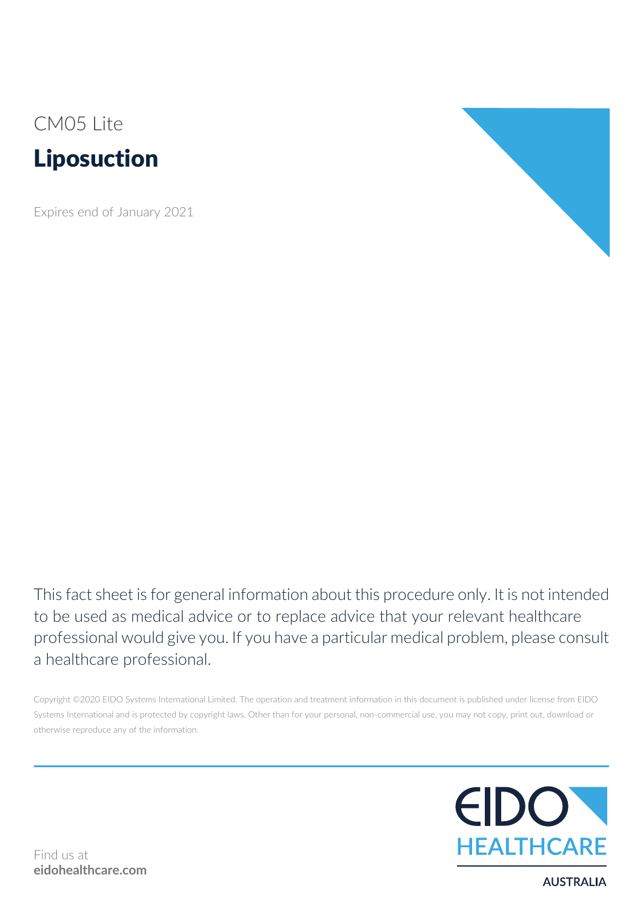CM05 Lite

# Liposuction

Expires end of January 2021

This fact sheet is for general information about this procedure only. It is not intended to be used as medical advice or to replace advice that your relevant healthcare professional would give you. If you have a particular medical problem, please consult a healthcare professional.

Copyright ©2020 EIDO Systems International Limited. The operation and treatment information in this document is published under license from EIDO Systems International and is protected by copyright laws. Other than for your personal, non-commercial use, you may not copy, print out, download or otherwise reproduce any of the information.

Find us at
**eidohealthcare.com**

EIDO HEALTHCARE

AUSTRALIA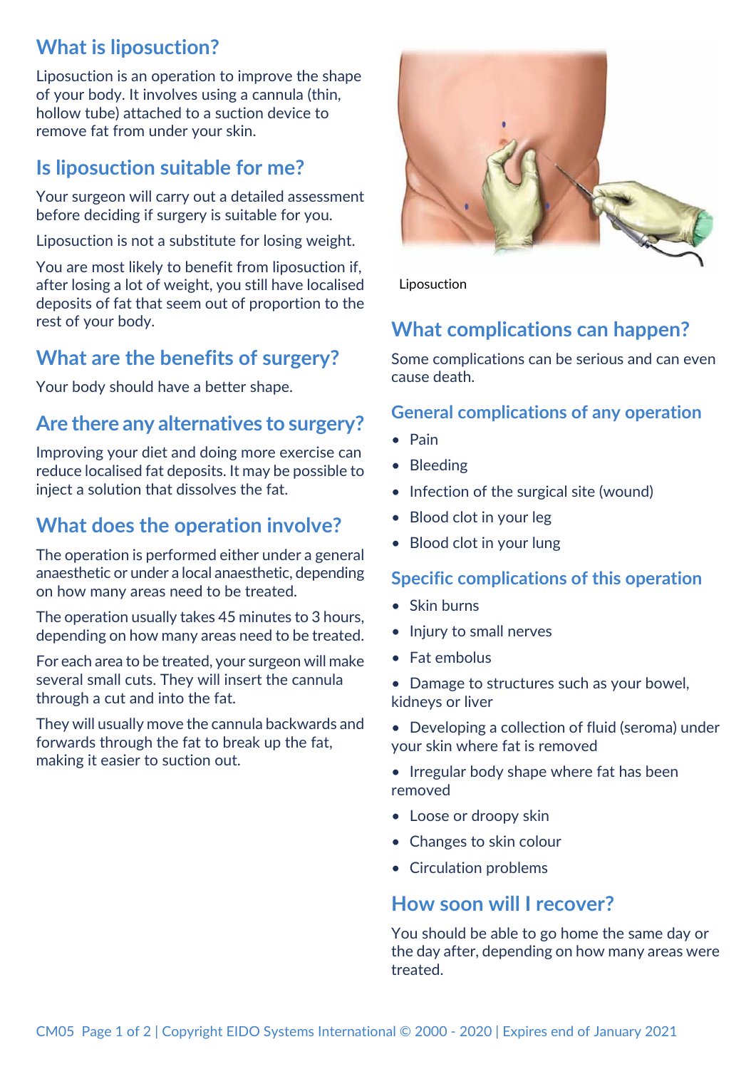## What is liposuction?

Liposuction is an operation to improve the shape of your body. It involves using a cannula (thin, hollow tube) attached to a suction device to remove fat from under your skin.

## Is liposuction suitable for me?

Your surgeon will carry out a detailed assessment before deciding if surgery is suitable for you.

Liposuction is not a substitute for losing weight.

You are most likely to benefit from liposuction if, after losing a lot of weight, you still have localised deposits of fat that seem out of proportion to the rest of your body.

## What are the benefits of surgery?

Your body should have a better shape.

## Are there any alternatives to surgery?

Improving your diet and doing more exercise can reduce localised fat deposits. It may be possible to inject a solution that dissolves the fat.

## What does the operation involve?

The operation is performed either under a general anaesthetic or under a local anaesthetic, depending on how many areas need to be treated.

The operation usually takes 45 minutes to 3 hours, depending on how many areas need to be treated.

For each area to be treated, your surgeon will make several small cuts. They will insert the cannula through a cut and into the fat.

They will usually move the cannula backwards and forwards through the fat to break up the fat, making it easier to suction out.

Liposuction

## What complications can happen?

Some complications can be serious and can even cause death.

### General complications of any operation

- Pain
- Bleeding
- Infection of the surgical site (wound)
- Blood clot in your leg
- Blood clot in your lung

### Specific complications of this operation

- Skin burns
- Injury to small nerves
- Fat embolus
- Damage to structures such as your bowel, kidneys or liver
- Developing a collection of fluid (seroma) under your skin where fat is removed
- Irregular body shape where fat has been removed
- Loose or droopy skin
- Changes to skin colour
- Circulation problems

## How soon will I recover?

You should be able to go home the same day or the day after, depending on how many areas were treated.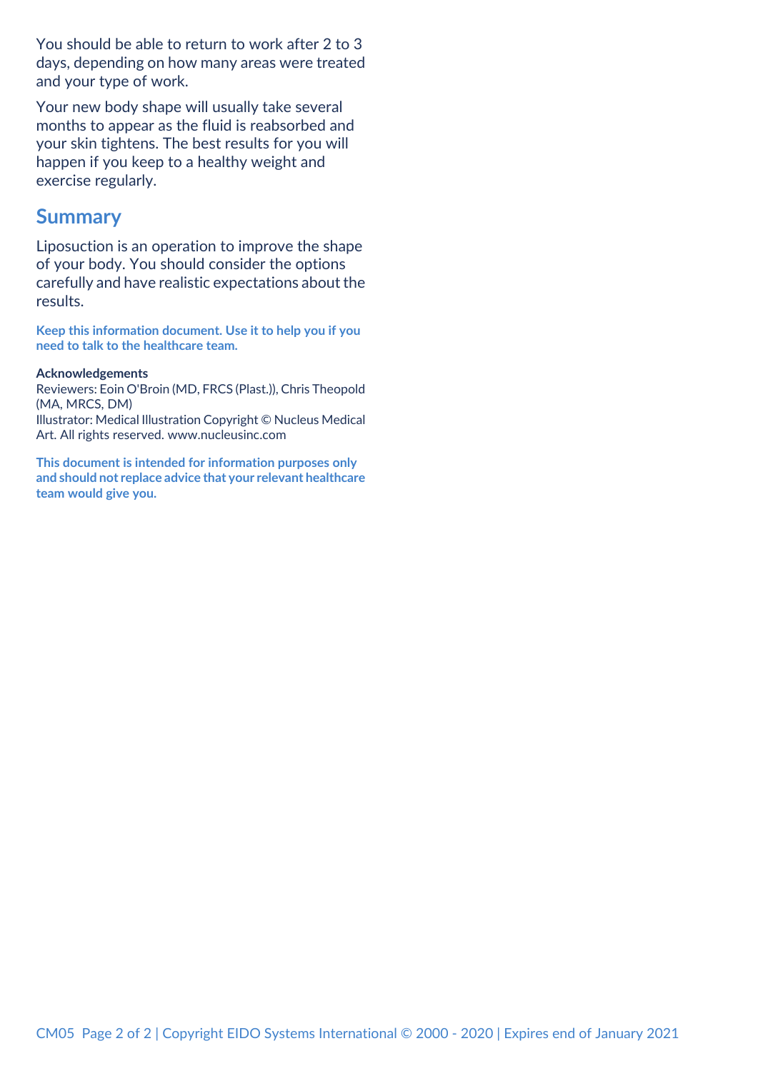You should be able to return to work after 2 to 3 days, depending on how many areas were treated and your type of work.

Your new body shape will usually take several months to appear as the fluid is reabsorbed and your skin tightens. The best results for you will happen if you keep to a healthy weight and exercise regularly.

## Summary

Liposuction is an operation to improve the shape of your body. You should consider the options carefully and have realistic expectations about the results.

**Keep this information document. Use it to help you if you need to talk to the healthcare team.**

**Acknowledgements**
Reviewers: Eoin O'Broin (MD, FRCS (Plast.)), Chris Theopold (MA, MRCS, DM)
Illustrator: Medical Illustration Copyright © Nucleus Medical Art. All rights reserved. www.nucleusinc.com

**This document is intended for information purposes only and should not replace advice that your relevant healthcare team would give you.**